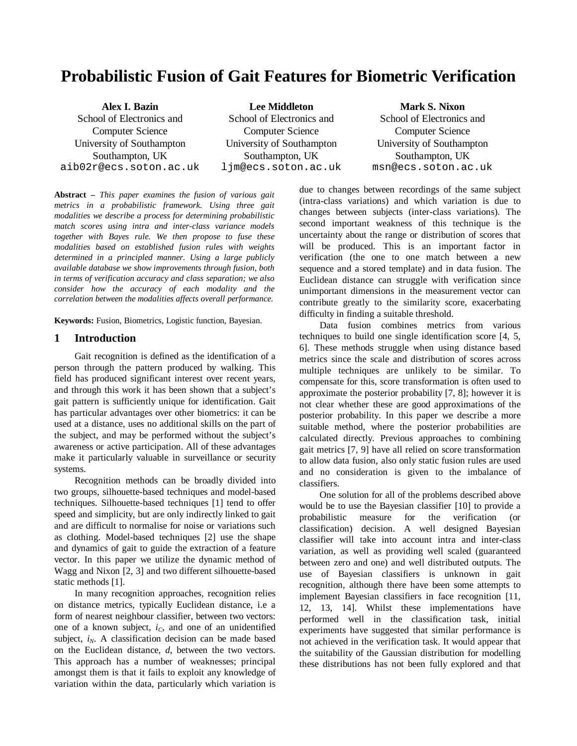# Probabilistic Fusion of Gait Features for Biometric Verification

**Alex I. Bazin**
School of Electronics and Computer Science
University of Southampton
Southampton, UK
aib02r@ecs.soton.ac.uk

**Lee Middleton**
School of Electronics and Computer Science
University of Southampton
Southampton, UK
ljm@ecs.soton.ac.uk

**Mark S. Nixon**
School of Electronics and Computer Science
University of Southampton
Southampton, UK
msn@ecs.soton.ac.uk

**Abstract –** *This paper examines the fusion of various gait metrics in a probabilistic framework. Using three gait modalities we describe a process for determining probabilistic match scores using intra and inter-class variance models together with Bayes rule. We then propose to fuse these modalities based on established fusion rules with weights determined in a principled manner. Using a large publicly available database we show improvements through fusion, both in terms of verification accuracy and class separation; we also consider how the accuracy of each modality and the correlation between the modalities affects overall performance.*

**Keywords:** Fusion, Biometrics, Logistic function, Bayesian.

## 1 Introduction

Gait recognition is defined as the identification of a person through the pattern produced by walking. This field has produced significant interest over recent years, and through this work it has been shown that a subject's gait pattern is sufficiently unique for identification. Gait has particular advantages over other biometrics: it can be used at a distance, uses no additional skills on the part of the subject, and may be performed without the subject's awareness or active participation. All of these advantages make it particularly valuable in surveillance or security systems.

Recognition methods can be broadly divided into two groups, silhouette-based techniques and model-based techniques. Silhouette-based techniques [1] tend to offer speed and simplicity, but are only indirectly linked to gait and are difficult to normalise for noise or variations such as clothing. Model-based techniques [2] use the shape and dynamics of gait to guide the extraction of a feature vector. In this paper we utilize the dynamic method of Wagg and Nixon [2, 3] and two different silhouette-based static methods [1].

In many recognition approaches, recognition relies on distance metrics, typically Euclidean distance, i.e a form of nearest neighbour classifier, between two vectors: one of a known subject, $i_C$, and one of an unidentified subject, $i_N$. A classification decision can be made based on the Euclidean distance, $d$, between the two vectors. This approach has a number of weaknesses; principal amongst them is that it fails to exploit any knowledge of variation within the data, particularly which variation is due to changes between recordings of the same subject (intra-class variations) and which variation is due to changes between subjects (inter-class variations). The second important weakness of this technique is the uncertainty about the range or distribution of scores that will be produced. This is an important factor in verification (the one to one match between a new sequence and a stored template) and in data fusion. The Euclidean distance can struggle with verification since unimportant dimensions in the measurement vector can contribute greatly to the similarity score, exacerbating difficulty in finding a suitable threshold.

Data fusion combines metrics from various techniques to build one single identification score [4, 5, 6]. These methods struggle when using distance based metrics since the scale and distribution of scores across multiple techniques are unlikely to be similar. To compensate for this, score transformation is often used to approximate the posterior probability [7, 8]; however it is not clear whether these are good approximations of the posterior probability. In this paper we describe a more suitable method, where the posterior probabilities are calculated directly. Previous approaches to combining gait metrics [7, 9] have all relied on score transformation to allow data fusion, also only static fusion rules are used and no consideration is given to the imbalance of classifiers.

One solution for all of the problems described above would be to use the Bayesian classifier [10] to provide a probabilistic measure for the verification (or classification) decision. A well designed Bayesian classifier will take into account intra and inter-class variation, as well as providing well scaled (guaranteed between zero and one) and well distributed outputs. The use of Bayesian classifiers is unknown in gait recognition, although there have been some attempts to implement Bayesian classifiers in face recognition [11, 12, 13, 14]. Whilst these implementations have performed well in the classification task, initial experiments have suggested that similar performance is not achieved in the verification task. It would appear that the suitability of the Gaussian distribution for modelling these distributions has not been fully explored and that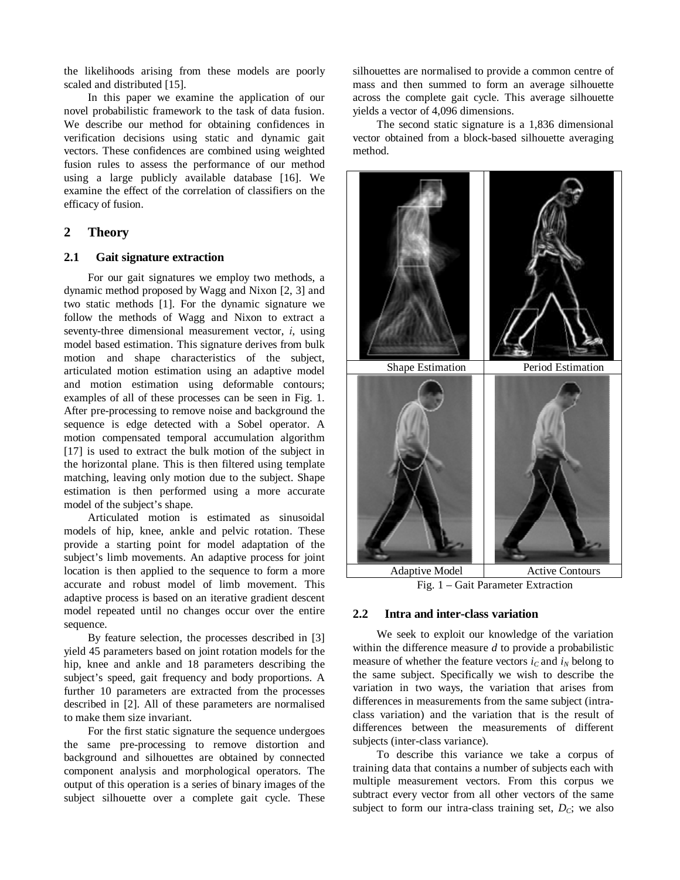the likelihoods arising from these models are poorly scaled and distributed [15].

In this paper we examine the application of our novel probabilistic framework to the task of data fusion. We describe our method for obtaining confidences in verification decisions using static and dynamic gait vectors. These confidences are combined using weighted fusion rules to assess the performance of our method using a large publicly available database [16]. We examine the effect of the correlation of classifiers on the efficacy of fusion.

## 2 Theory

### 2.1 Gait signature extraction

For our gait signatures we employ two methods, a dynamic method proposed by Wagg and Nixon [2, 3] and two static methods [1]. For the dynamic signature we follow the methods of Wagg and Nixon to extract a seventy-three dimensional measurement vector, $i$, using model based estimation. This signature derives from bulk motion and shape characteristics of the subject, articulated motion estimation using an adaptive model and motion estimation using deformable contours; examples of all of these processes can be seen in Fig. 1. After pre-processing to remove noise and background the sequence is edge detected with a Sobel operator. A motion compensated temporal accumulation algorithm [17] is used to extract the bulk motion of the subject in the horizontal plane. This is then filtered using template matching, leaving only motion due to the subject. Shape estimation is then performed using a more accurate model of the subject's shape.

Articulated motion is estimated as sinusoidal models of hip, knee, ankle and pelvic rotation. These provide a starting point for model adaptation of the subject's limb movements. An adaptive process for joint location is then applied to the sequence to form a more accurate and robust model of limb movement. This adaptive process is based on an iterative gradient descent model repeated until no changes occur over the entire sequence.

By feature selection, the processes described in [3] yield 45 parameters based on joint rotation models for the hip, knee and ankle and 18 parameters describing the subject's speed, gait frequency and body proportions. A further 10 parameters are extracted from the processes described in [2]. All of these parameters are normalised to make them size invariant.

For the first static signature the sequence undergoes the same pre-processing to remove distortion and background and silhouettes are obtained by connected component analysis and morphological operators. The output of this operation is a series of binary images of the subject silhouette over a complete gait cycle. These silhouettes are normalised to provide a common centre of mass and then summed to form an average silhouette across the complete gait cycle. This average silhouette yields a vector of 4,096 dimensions.

The second static signature is a 1,836 dimensional vector obtained from a block-based silhouette averaging method.

| Shape Estimation | Period Estimation |
|---|---|
| Adaptive Model | Active Contours |

Fig. 1 – Gait Parameter Extraction

### 2.2 Intra and inter-class variation

We seek to exploit our knowledge of the variation within the difference measure $d$ to provide a probabilistic measure of whether the feature vectors $i_C$ and $i_N$ belong to the same subject. Specifically we wish to describe the variation in two ways, the variation that arises from differences in measurements from the same subject (intra-class variation) and the variation that is the result of differences between the measurements of different subjects (inter-class variance).

To describe this variance we take a corpus of training data that contains a number of subjects each with multiple measurement vectors. From this corpus we subtract every vector from all other vectors of the same subject to form our intra-class training set, $D_C$; we also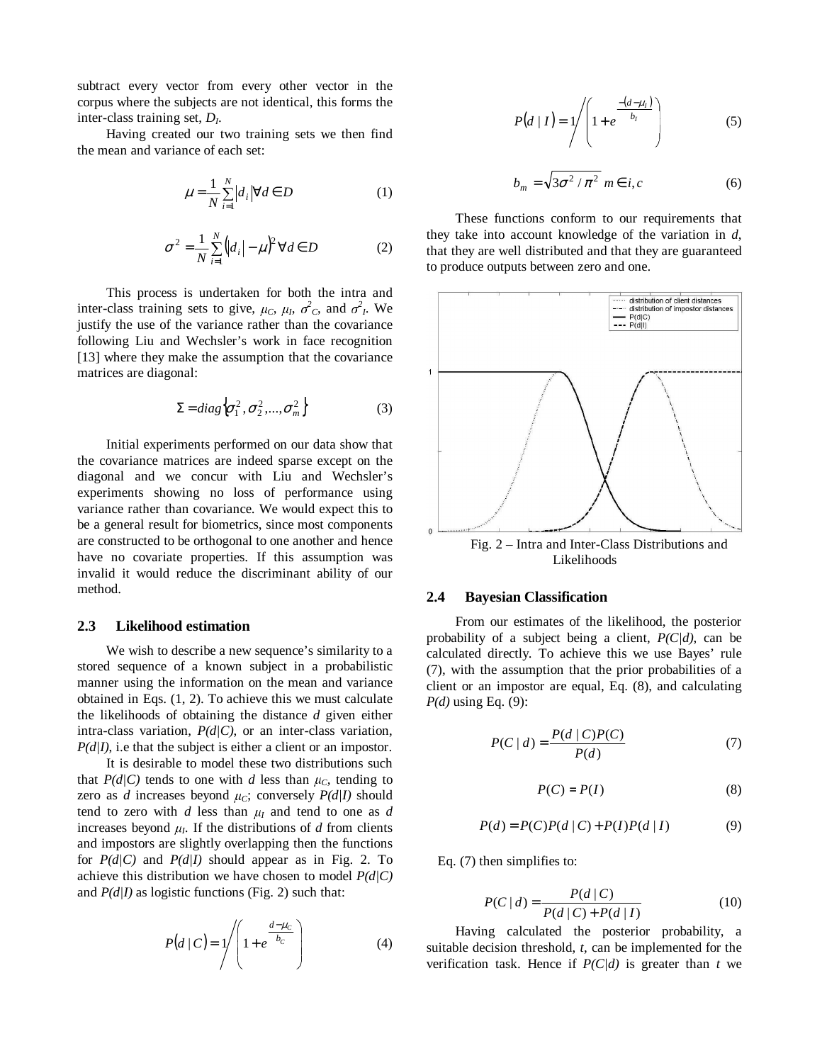subtract every vector from every other vector in the corpus where the subjects are not identical, this forms the inter-class training set, $D_I$.

Having created our two training sets we then find the mean and variance of each set:

$$\mu = \frac{1}{N}\sum_{i=1}^{N}|d_i| \forall d \in D \tag{1}$$

$$\sigma^2 = \frac{1}{N}\sum_{i=1}^{N}(|d_i| - \mu)^2 \forall d \in D \tag{2}$$

This process is undertaken for both the intra and inter-class training sets to give, $\mu_C$, $\mu_I$, $\sigma^2_C$, and $\sigma^2_I$. We justify the use of the variance rather than the covariance following Liu and Wechsler's work in face recognition [13] where they make the assumption that the covariance matrices are diagonal:

$$\Sigma = diag\{\sigma_1^2, \sigma_2^2, ..., \sigma_m^2\} \tag{3}$$

Initial experiments performed on our data show that the covariance matrices are indeed sparse except on the diagonal and we concur with Liu and Wechsler's experiments showing no loss of performance using variance rather than covariance. We would expect this to be a general result for biometrics, since most components are constructed to be orthogonal to one another and hence have no covariate properties. If this assumption was invalid it would reduce the discriminant ability of our method.

### 2.3 Likelihood estimation

We wish to describe a new sequence's similarity to a stored sequence of a known subject in a probabilistic manner using the information on the mean and variance obtained in Eqs. (1, 2). To achieve this we must calculate the likelihoods of obtaining the distance *d* given either intra-class variation, *P(d|C)*, or an inter-class variation, *P(d|I)*, i.e that the subject is either a client or an impostor.

It is desirable to model these two distributions such that *P(d|C)* tends to one with *d* less than $\mu_C$, tending to zero as *d* increases beyond $\mu_C$; conversely *P(d|I)* should tend to zero with *d* less than $\mu_I$ and tend to one as *d* increases beyond $\mu_I$. If the distributions of *d* from clients and impostors are slightly overlapping then the functions for *P(d|C)* and *P(d|I)* should appear as in Fig. 2. To achieve this distribution we have chosen to model *P(d|C)* and *P(d|I)* as logistic functions (Fig. 2) such that:

$$P(d \mid C) = 1 \Big/ \left(1 + e^{\frac{d - \mu_C}{b_C}}\right) \tag{4}$$

$$P(d \mid I) = 1 \Big/ \left(1 + e^{\frac{-(d - \mu_I)}{b_I}}\right) \tag{5}$$

$$b_m = \sqrt{3\sigma^2 / \pi^2} \quad m \in i, c \tag{6}$$

These functions conform to our requirements that they take into account knowledge of the variation in *d*, that they are well distributed and that they are guaranteed to produce outputs between zero and one.

Fig. 2 – Intra and Inter-Class Distributions and Likelihoods

### 2.4 Bayesian Classification

From our estimates of the likelihood, the posterior probability of a subject being a client, *P(C|d)*, can be calculated directly. To achieve this we use Bayes' rule (7), with the assumption that the prior probabilities of a client or an impostor are equal, Eq. (8), and calculating *P(d)* using Eq. (9):

$$P(C \mid d) = \frac{P(d \mid C)P(C)}{P(d)} \tag{7}$$

$$P(C) = P(I) \tag{8}$$

$$P(d) = P(C)P(d \mid C) + P(I)P(d \mid I) \tag{9}$$

Eq. (7) then simplifies to:

$$P(C \mid d) = \frac{P(d \mid C)}{P(d \mid C) + P(d \mid I)} \tag{10}$$

Having calculated the posterior probability, a suitable decision threshold, *t*, can be implemented for the verification task. Hence if *P(C|d)* is greater than *t* we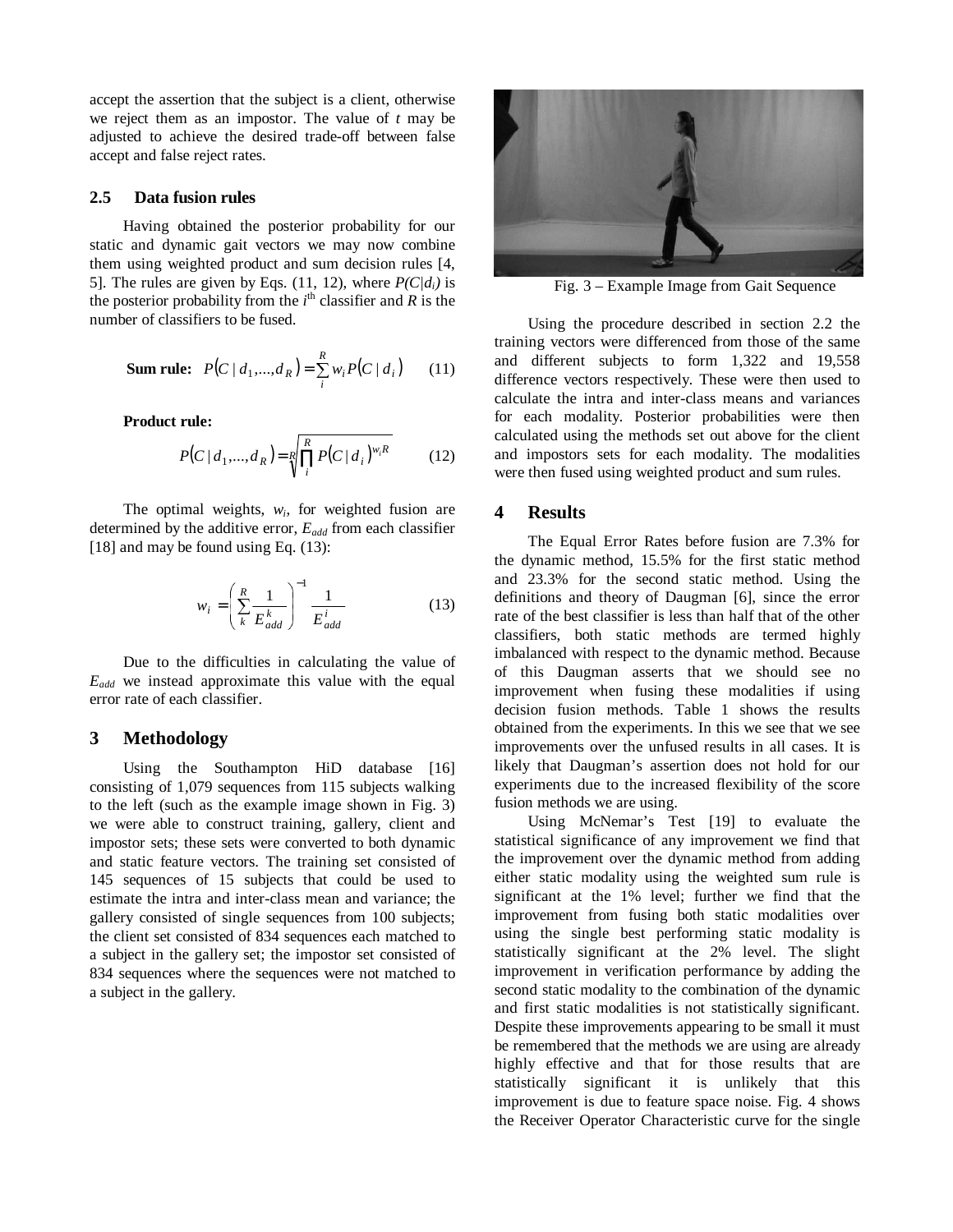accept the assertion that the subject is a client, otherwise we reject them as an impostor. The value of $t$ may be adjusted to achieve the desired trade-off between false accept and false reject rates.

### 2.5 Data fusion rules

Having obtained the posterior probability for our static and dynamic gait vectors we may now combine them using weighted product and sum decision rules [4, 5]. The rules are given by Eqs. (11, 12), where $P(C|d_i)$ is the posterior probability from the $i^{\text{th}}$ classifier and $R$ is the number of classifiers to be fused.

**Sum rule:**

$$P(C \mid d_1,...,d_R) = \sum_{i}^{R} w_i P(C \mid d_i) \tag{11}$$

**Product rule:**

$$P(C \mid d_1,...,d_R) = \sqrt[R]{\prod_{i}^{R} P(C \mid d_i)^{w_i R}} \tag{12}$$

The optimal weights, $w_i$, for weighted fusion are determined by the additive error, $E_{add}$ from each classifier [18] and may be found using Eq. (13):

$$w_i = \left( \sum_{k}^{R} \frac{1}{E_{add}^{k}} \right)^{-1} \frac{1}{E_{add}^{i}} \tag{13}$$

Due to the difficulties in calculating the value of $E_{add}$ we instead approximate this value with the equal error rate of each classifier.

## 3 Methodology

Using the Southampton HiD database [16] consisting of 1,079 sequences from 115 subjects walking to the left (such as the example image shown in Fig. 3) we were able to construct training, gallery, client and impostor sets; these sets were converted to both dynamic and static feature vectors. The training set consisted of 145 sequences of 15 subjects that could be used to estimate the intra and inter-class mean and variance; the gallery consisted of single sequences from 100 subjects; the client set consisted of 834 sequences each matched to a subject in the gallery set; the impostor set consisted of 834 sequences where the sequences were not matched to a subject in the gallery.

Fig. 3 – Example Image from Gait Sequence

Using the procedure described in section 2.2 the training vectors were differenced from those of the same and different subjects to form 1,322 and 19,558 difference vectors respectively. These were then used to calculate the intra and inter-class means and variances for each modality. Posterior probabilities were then calculated using the methods set out above for the client and impostors sets for each modality. The modalities were then fused using weighted product and sum rules.

## 4 Results

The Equal Error Rates before fusion are 7.3% for the dynamic method, 15.5% for the first static method and 23.3% for the second static method. Using the definitions and theory of Daugman [6], since the error rate of the best classifier is less than half that of the other classifiers, both static methods are termed highly imbalanced with respect to the dynamic method. Because of this Daugman asserts that we should see no improvement when fusing these modalities if using decision fusion methods. Table 1 shows the results obtained from the experiments. In this we see that we see improvements over the unfused results in all cases. It is likely that Daugman's assertion does not hold for our experiments due to the increased flexibility of the score fusion methods we are using.

Using McNemar's Test [19] to evaluate the statistical significance of any improvement we find that the improvement over the dynamic method from adding either static modality using the weighted sum rule is significant at the 1% level; further we find that the improvement from fusing both static modalities over using the single best performing static modality is statistically significant at the 2% level. The slight improvement in verification performance by adding the second static modality to the combination of the dynamic and first static modalities is not statistically significant. Despite these improvements appearing to be small it must be remembered that the methods we are using are already highly effective and that for those results that are statistically significant it is unlikely that this improvement is due to feature space noise. Fig. 4 shows the Receiver Operator Characteristic curve for the single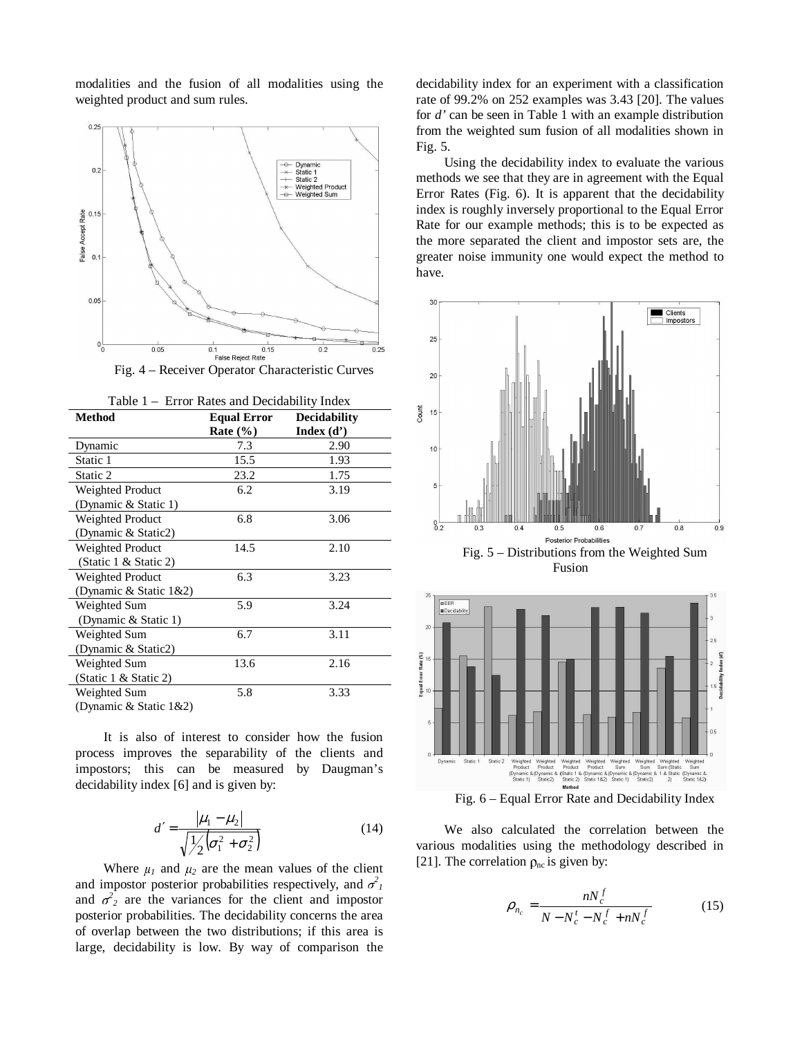modalities and the fusion of all modalities using the weighted product and sum rules.

Fig. 4 – Receiver Operator Characteristic Curves

Table 1 – Error Rates and Decidability Index

| Method | Equal Error Rate (%) | Decidability Index (d') |
|---|---|---|
| Dynamic | 7.3 | 2.90 |
| Static 1 | 15.5 | 1.93 |
| Static 2 | 23.2 | 1.75 |
| Weighted Product (Dynamic & Static 1) | 6.2 | 3.19 |
| Weighted Product (Dynamic & Static2) | 6.8 | 3.06 |
| Weighted Product (Static 1 & Static 2) | 14.5 | 2.10 |
| Weighted Product (Dynamic & Static 1&2) | 6.3 | 3.23 |
| Weighted Sum (Dynamic & Static 1) | 5.9 | 3.24 |
| Weighted Sum (Dynamic & Static2) | 6.7 | 3.11 |
| Weighted Sum (Static 1 & Static 2) | 13.6 | 2.16 |
| Weighted Sum (Dynamic & Static 1&2) | 5.8 | 3.33 |

It is also of interest to consider how the fusion process improves the separability of the clients and impostors; this can be measured by Daugman's decidability index [6] and is given by:

$$d' = \frac{|\mu_1 - \mu_2|}{\sqrt{\frac{1}{2}\left(\sigma_1^2 + \sigma_2^2\right)}} \tag{14}$$

Where $\mu_1$ and $\mu_2$ are the mean values of the client and impostor posterior probabilities respectively, and $\sigma_1^2$ and $\sigma_2^2$ are the variances for the client and impostor posterior probabilities. The decidability concerns the area of overlap between the two distributions; if this area is large, decidability is low. By way of comparison the decidability index for an experiment with a classification rate of 99.2% on 252 examples was 3.43 [20]. The values for *d'* can be seen in Table 1 with an example distribution from the weighted sum fusion of all modalities shown in Fig. 5.

Using the decidability index to evaluate the various methods we see that they are in agreement with the Equal Error Rates (Fig. 6). It is apparent that the decidability index is roughly inversely proportional to the Equal Error Rate for our example methods; this is to be expected as the more separated the client and impostor sets are, the greater noise immunity one would expect the method to have.

Fig. 5 – Distributions from the Weighted Sum Fusion

Fig. 6 – Equal Error Rate and Decidability Index

We also calculated the correlation between the various modalities using the methodology described in [21]. The correlation $\rho_{nc}$ is given by:

$$\rho_{n_c} = \frac{nN_c^f}{N - N_c^t - N_c^f + nN_c^f} \tag{15}$$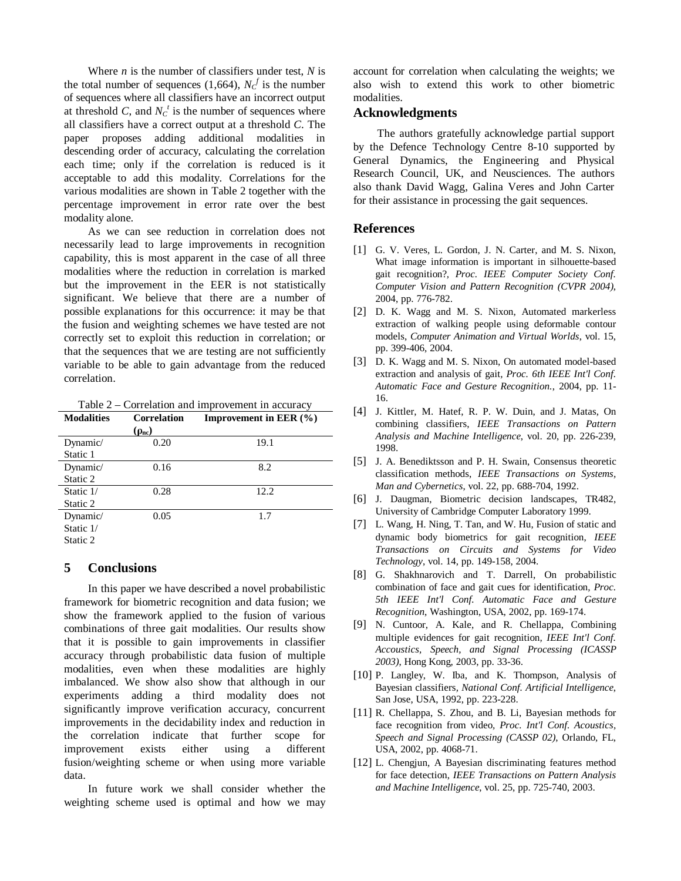Where $n$ is the number of classifiers under test, $N$ is the total number of sequences (1,664), $N_C^f$ is the number of sequences where all classifiers have an incorrect output at threshold $C$, and $N_C^t$ is the number of sequences where all classifiers have a correct output at a threshold $C$. The paper proposes adding additional modalities in descending order of accuracy, calculating the correlation each time; only if the correlation is reduced is it acceptable to add this modality. Correlations for the various modalities are shown in Table 2 together with the percentage improvement in error rate over the best modality alone.

As we can see reduction in correlation does not necessarily lead to large improvements in recognition capability, this is most apparent in the case of all three modalities where the reduction in correlation is marked but the improvement in the EER is not statistically significant. We believe that there are a number of possible explanations for this occurrence: it may be that the fusion and weighting schemes we have tested are not correctly set to exploit this reduction in correlation; or that the sequences that we are testing are not sufficiently variable to be able to gain advantage from the reduced correlation.

Table 2 – Correlation and improvement in accuracy

| Modalities | Correlation ($\rho_{nc}$) | Improvement in EER (%) |
|---|---|---|
| Dynamic/ Static 1 | 0.20 | 19.1 |
| Dynamic/ Static 2 | 0.16 | 8.2 |
| Static 1/ Static 2 | 0.28 | 12.2 |
| Dynamic/ Static 1/ Static 2 | 0.05 | 1.7 |

## 5 Conclusions

In this paper we have described a novel probabilistic framework for biometric recognition and data fusion; we show the framework applied to the fusion of various combinations of three gait modalities. Our results show that it is possible to gain improvements in classifier accuracy through probabilistic data fusion of multiple modalities, even when these modalities are highly imbalanced. We show also show that although in our experiments adding a third modality does not significantly improve verification accuracy, concurrent improvements in the decidability index and reduction in the correlation indicate that further scope for improvement exists either using a different fusion/weighting scheme or when using more variable data.

In future work we shall consider whether the weighting scheme used is optimal and how we may account for correlation when calculating the weights; we also wish to extend this work to other biometric modalities.

## Acknowledgments

The authors gratefully acknowledge partial support by the Defence Technology Centre 8-10 supported by General Dynamics, the Engineering and Physical Research Council, UK, and Neusciences. The authors also thank David Wagg, Galina Veres and John Carter for their assistance in processing the gait sequences.

## References

[1] G. V. Veres, L. Gordon, J. N. Carter, and M. S. Nixon, What image information is important in silhouette-based gait recognition?, *Proc. IEEE Computer Society Conf. Computer Vision and Pattern Recognition (CVPR 2004)*, 2004, pp. 776-782.

[2] D. K. Wagg and M. S. Nixon, Automated markerless extraction of walking people using deformable contour models, *Computer Animation and Virtual Worlds*, vol. 15, pp. 399-406, 2004.

[3] D. K. Wagg and M. S. Nixon, On automated model-based extraction and analysis of gait, *Proc. 6th IEEE Int'l Conf. Automatic Face and Gesture Recognition.*, 2004, pp. 11-16.

[4] J. Kittler, M. Hatef, R. P. W. Duin, and J. Matas, On combining classifiers, *IEEE Transactions on Pattern Analysis and Machine Intelligence*, vol. 20, pp. 226-239, 1998.

[5] J. A. Benediktsson and P. H. Swain, Consensus theoretic classification methods, *IEEE Transactions on Systems, Man and Cybernetics*, vol. 22, pp. 688-704, 1992.

[6] J. Daugman, Biometric decision landscapes, TR482, University of Cambridge Computer Laboratory 1999.

[7] L. Wang, H. Ning, T. Tan, and W. Hu, Fusion of static and dynamic body biometrics for gait recognition, *IEEE Transactions on Circuits and Systems for Video Technology*, vol. 14, pp. 149-158, 2004.

[8] G. Shakhnarovich and T. Darrell, On probabilistic combination of face and gait cues for identification, *Proc. 5th IEEE Int'l Conf. Automatic Face and Gesture Recognition*, Washington, USA, 2002, pp. 169-174.

[9] N. Cuntoor, A. Kale, and R. Chellappa, Combining multiple evidences for gait recognition, *IEEE Int'l Conf. Accoustics, Speech, and Signal Processing (ICASSP 2003)*, Hong Kong, 2003, pp. 33-36.

[10] P. Langley, W. Iba, and K. Thompson, Analysis of Bayesian classifiers, *National Conf. Artificial Intelligence*, San Jose, USA, 1992, pp. 223-228.

[11] R. Chellappa, S. Zhou, and B. Li, Bayesian methods for face recognition from video, *Proc. Int'l Conf. Acoustics, Speech and Signal Processing (CASSP 02)*, Orlando, FL, USA, 2002, pp. 4068-71.

[12] L. Chengjun, A Bayesian discriminating features method for face detection, *IEEE Transactions on Pattern Analysis and Machine Intelligence*, vol. 25, pp. 725-740, 2003.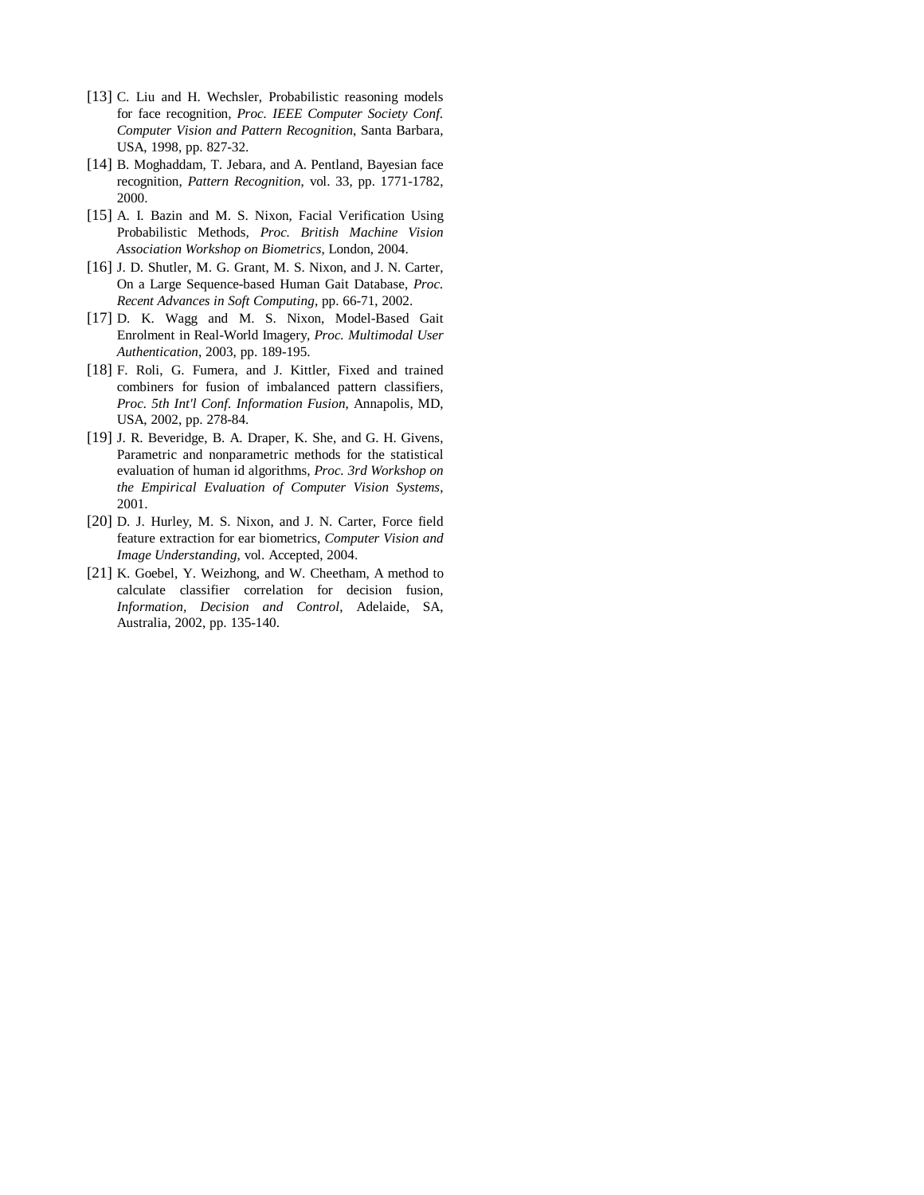[13] C. Liu and H. Wechsler, Probabilistic reasoning models for face recognition, *Proc. IEEE Computer Society Conf. Computer Vision and Pattern Recognition*, Santa Barbara, USA, 1998, pp. 827-32.

[14] B. Moghaddam, T. Jebara, and A. Pentland, Bayesian face recognition, *Pattern Recognition*, vol. 33, pp. 1771-1782, 2000.

[15] A. I. Bazin and M. S. Nixon, Facial Verification Using Probabilistic Methods, *Proc. British Machine Vision Association Workshop on Biometrics*, London, 2004.

[16] J. D. Shutler, M. G. Grant, M. S. Nixon, and J. N. Carter, On a Large Sequence-based Human Gait Database, *Proc. Recent Advances in Soft Computing*, pp. 66-71, 2002.

[17] D. K. Wagg and M. S. Nixon, Model-Based Gait Enrolment in Real-World Imagery, *Proc. Multimodal User Authentication*, 2003, pp. 189-195.

[18] F. Roli, G. Fumera, and J. Kittler, Fixed and trained combiners for fusion of imbalanced pattern classifiers, *Proc. 5th Int'l Conf. Information Fusion*, Annapolis, MD, USA, 2002, pp. 278-84.

[19] J. R. Beveridge, B. A. Draper, K. She, and G. H. Givens, Parametric and nonparametric methods for the statistical evaluation of human id algorithms, *Proc. 3rd Workshop on the Empirical Evaluation of Computer Vision Systems*, 2001.

[20] D. J. Hurley, M. S. Nixon, and J. N. Carter, Force field feature extraction for ear biometrics, *Computer Vision and Image Understanding*, vol. Accepted, 2004.

[21] K. Goebel, Y. Weizhong, and W. Cheetham, A method to calculate classifier correlation for decision fusion, *Information, Decision and Control*, Adelaide, SA, Australia, 2002, pp. 135-140.